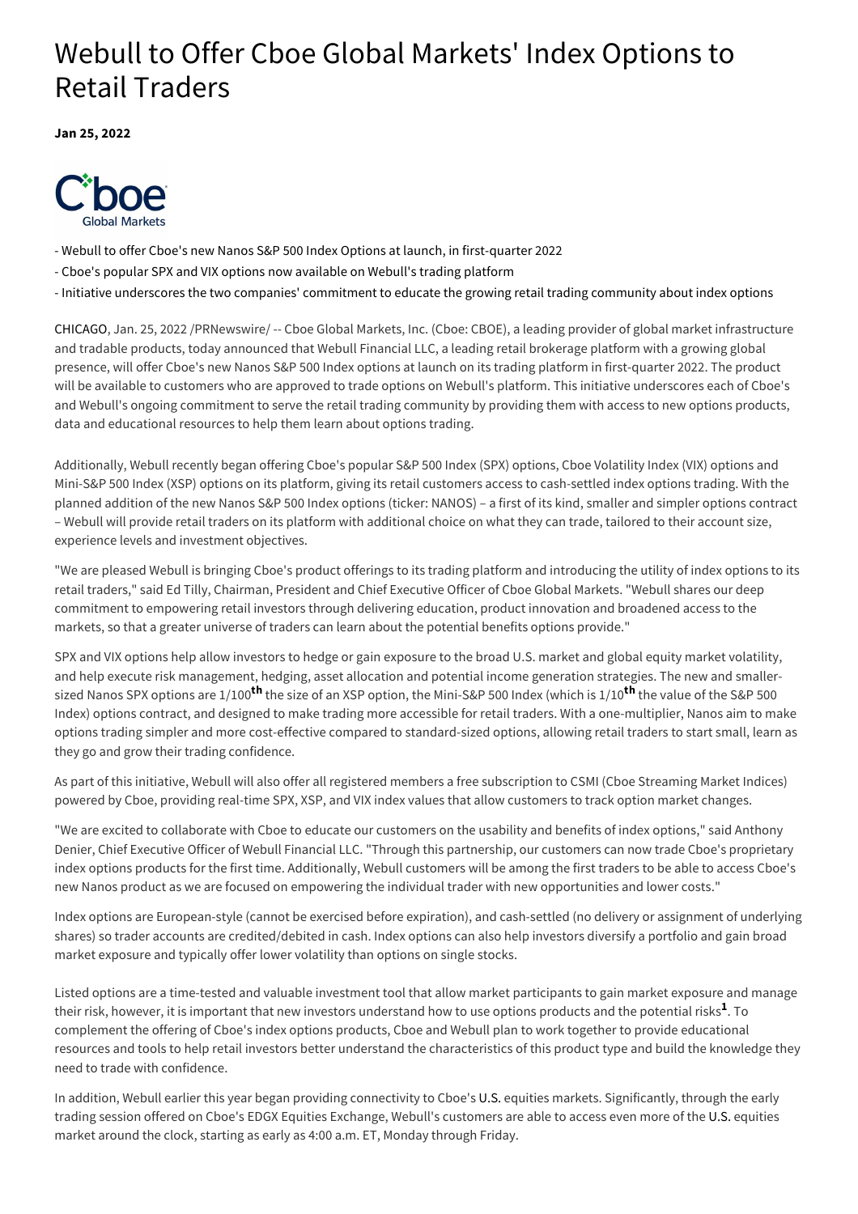# Webull to Offer Cboe Global Markets' Index Options to Retail Traders

**Jan 25, 2022**

- Webull to offer Cboe's new Nanos S&P 500 Index Options at launch, in first-quarter 2022
- Cboe's popular SPX and VIX options now available on Webull's trading platform
- Initiative underscores the two companies' commitment to educate the growing retail trading community about index options

CHICAGO, Jan. 25, 2022 /PRNewswire/ -- Cboe Global Markets, Inc. (Cboe: CBOE), a leading provider of global market infrastructure and tradable products, today announced that Webull Financial LLC, a leading retail brokerage platform with a growing global presence, will offer Cboe's new Nanos S&P 500 Index options at launch on its trading platform in first-quarter 2022. The product will be available to customers who are approved to trade options on Webull's platform. This initiative underscores each of Cboe's and Webull's ongoing commitment to serve the retail trading community by providing them with access to new options products, data and educational resources to help them learn about options trading.

Additionally, Webull recently began offering Cboe's popular S&P 500 Index (SPX) options, Cboe Volatility Index (VIX) options and Mini-S&P 500 Index (XSP) options on its platform, giving its retail customers access to cash-settled index options trading. With the planned addition of the new Nanos S&P 500 Index options (ticker: NANOS) – a first of its kind, smaller and simpler options contract – Webull will provide retail traders on its platform with additional choice on what they can trade, tailored to their account size, experience levels and investment objectives.

"We are pleased Webull is bringing Cboe's product offerings to its trading platform and introducing the utility of index options to its retail traders," said Ed Tilly, Chairman, President and Chief Executive Officer of Cboe Global Markets. "Webull shares our deep commitment to empowering retail investors through delivering education, product innovation and broadened access to the markets, so that a greater universe of traders can learn about the potential benefits options provide."

SPX and VIX options help allow investors to hedge or gain exposure to the broad U.S. market and global equity market volatility, and help execute risk management, hedging, asset allocation and potential income generation strategies. The new and smaller-sized Nanos SPX options are 1/100th the size of an XSP option, the Mini-S&P 500 Index (which is 1/10th the value of the S&P 500 Index) options contract, and designed to make trading more accessible for retail traders. With a one-multiplier, Nanos aim to make options trading simpler and more cost-effective compared to standard-sized options, allowing retail traders to start small, learn as they go and grow their trading confidence.

As part of this initiative, Webull will also offer all registered members a free subscription to CSMI (Cboe Streaming Market Indices) powered by Cboe, providing real-time SPX, XSP, and VIX index values that allow customers to track option market changes.

"We are excited to collaborate with Cboe to educate our customers on the usability and benefits of index options," said Anthony Denier, Chief Executive Officer of Webull Financial LLC. "Through this partnership, our customers can now trade Cboe's proprietary index options products for the first time. Additionally, Webull customers will be among the first traders to be able to access Cboe's new Nanos product as we are focused on empowering the individual trader with new opportunities and lower costs."

Index options are European-style (cannot be exercised before expiration), and cash-settled (no delivery or assignment of underlying shares) so trader accounts are credited/debited in cash. Index options can also help investors diversify a portfolio and gain broad market exposure and typically offer lower volatility than options on single stocks.

Listed options are a time-tested and valuable investment tool that allow market participants to gain market exposure and manage their risk, however, it is important that new investors understand how to use options products and the potential risks[1]. To complement the offering of Cboe's index options products, Cboe and Webull plan to work together to provide educational resources and tools to help retail investors better understand the characteristics of this product type and build the knowledge they need to trade with confidence.

In addition, Webull earlier this year began providing connectivity to Cboe's U.S. equities markets. Significantly, through the early trading session offered on Cboe's EDGX Equities Exchange, Webull's customers are able to access even more of the U.S. equities market around the clock, starting as early as 4:00 a.m. ET, Monday through Friday.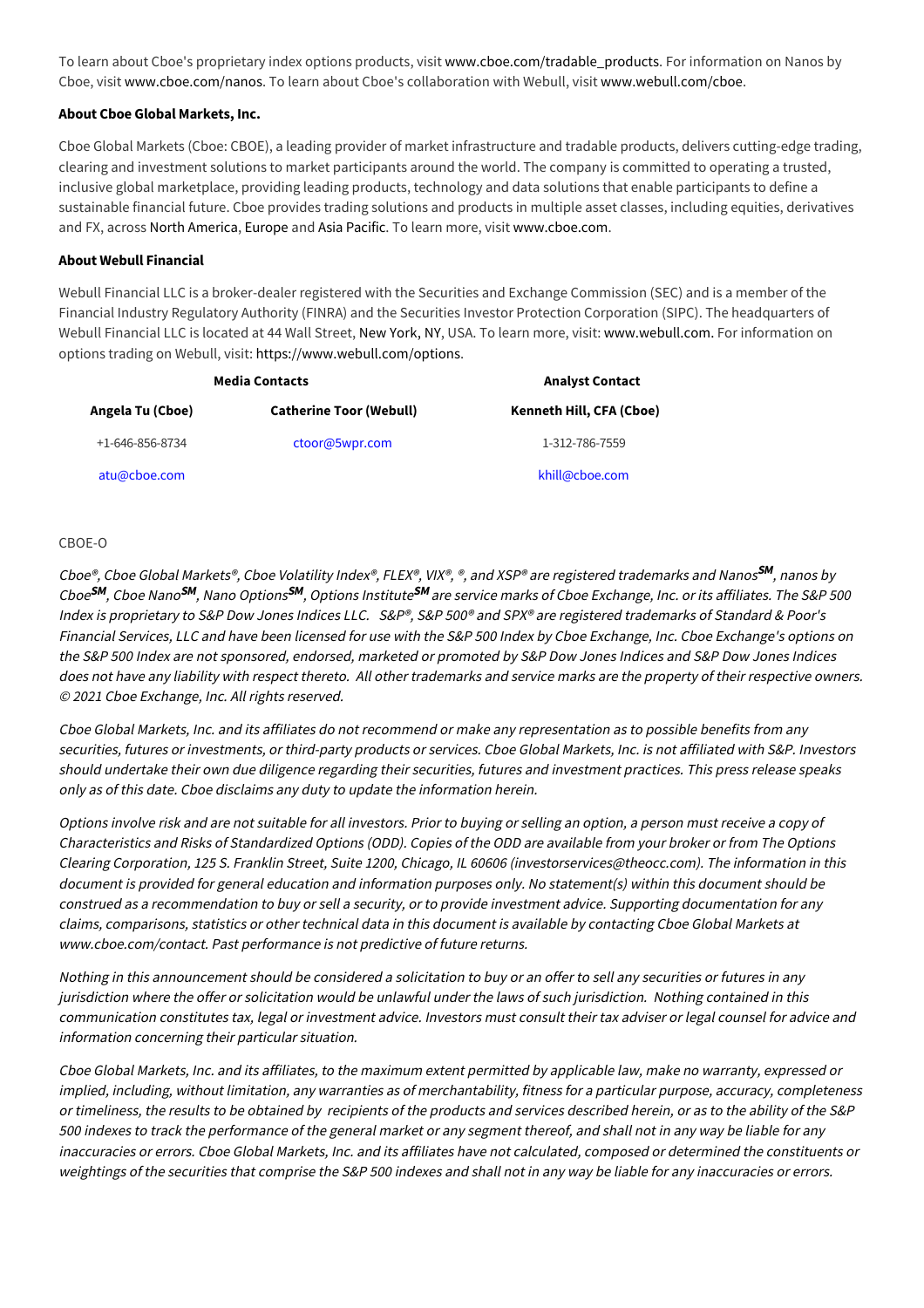To learn about Cboe's proprietary index options products, visit www.cboe.com/tradable_products. For information on Nanos by Cboe, visit www.cboe.com/nanos. To learn about Cboe's collaboration with Webull, visit www.webull.com/cboe.

**About Cboe Global Markets, Inc.**

Cboe Global Markets (Cboe: CBOE), a leading provider of market infrastructure and tradable products, delivers cutting-edge trading, clearing and investment solutions to market participants around the world. The company is committed to operating a trusted, inclusive global marketplace, providing leading products, technology and data solutions that enable participants to define a sustainable financial future. Cboe provides trading solutions and products in multiple asset classes, including equities, derivatives and FX, across North America, Europe and Asia Pacific. To learn more, visit www.cboe.com.

**About Webull Financial**

Webull Financial LLC is a broker-dealer registered with the Securities and Exchange Commission (SEC) and is a member of the Financial Industry Regulatory Authority (FINRA) and the Securities Investor Protection Corporation (SIPC). The headquarters of Webull Financial LLC is located at 44 Wall Street, New York, NY, USA. To learn more, visit: www.webull.com. For information on options trading on Webull, visit: https://www.webull.com/options.

| Media Contacts | | Analyst Contact |
|---|---|---|
| **Angela Tu (Cboe)** | **Catherine Toor (Webull)** | **Kenneth Hill, CFA (Cboe)** |
| +1-646-856-8734 | ctoor@5wpr.com | 1-312-786-7559 |
| atu@cboe.com | | khill@cboe.com |

CBOE-O

*Cboe®, Cboe Global Markets®, Cboe Volatility Index®, FLEX®, VIX®, ®, and XSP® are registered trademarks and Nanos℠, nanos by Cboe℠, Cboe Nano℠, Nano Options℠, Options Institute℠ are service marks of Cboe Exchange, Inc. or its affiliates. The S&P 500 Index is proprietary to S&P Dow Jones Indices LLC. S&P®, S&P 500® and SPX® are registered trademarks of Standard & Poor's Financial Services, LLC and have been licensed for use with the S&P 500 Index by Cboe Exchange, Inc. Cboe Exchange's options on the S&P 500 Index are not sponsored, endorsed, marketed or promoted by S&P Dow Jones Indices and S&P Dow Jones Indices does not have any liability with respect thereto. All other trademarks and service marks are the property of their respective owners. © 2021 Cboe Exchange, Inc. All rights reserved.*

*Cboe Global Markets, Inc. and its affiliates do not recommend or make any representation as to possible benefits from any securities, futures or investments, or third-party products or services. Cboe Global Markets, Inc. is not affiliated with S&P. Investors should undertake their own due diligence regarding their securities, futures and investment practices. This press release speaks only as of this date. Cboe disclaims any duty to update the information herein.*

*Options involve risk and are not suitable for all investors. Prior to buying or selling an option, a person must receive a copy of Characteristics and Risks of Standardized Options (ODD). Copies of the ODD are available from your broker or from The Options Clearing Corporation, 125 S. Franklin Street, Suite 1200, Chicago, IL 60606 (investorservices@theocc.com). The information in this document is provided for general education and information purposes only. No statement(s) within this document should be construed as a recommendation to buy or sell a security, or to provide investment advice. Supporting documentation for any claims, comparisons, statistics or other technical data in this document is available by contacting Cboe Global Markets at www.cboe.com/contact. Past performance is not predictive of future returns.*

*Nothing in this announcement should be considered a solicitation to buy or an offer to sell any securities or futures in any jurisdiction where the offer or solicitation would be unlawful under the laws of such jurisdiction. Nothing contained in this communication constitutes tax, legal or investment advice. Investors must consult their tax adviser or legal counsel for advice and information concerning their particular situation.*

*Cboe Global Markets, Inc. and its affiliates, to the maximum extent permitted by applicable law, make no warranty, expressed or implied, including, without limitation, any warranties as of merchantability, fitness for a particular purpose, accuracy, completeness or timeliness, the results to be obtained by recipients of the products and services described herein, or as to the ability of the S&P 500 indexes to track the performance of the general market or any segment thereof, and shall not in any way be liable for any inaccuracies or errors. Cboe Global Markets, Inc. and its affiliates have not calculated, composed or determined the constituents or weightings of the securities that comprise the S&P 500 indexes and shall not in any way be liable for any inaccuracies or errors.*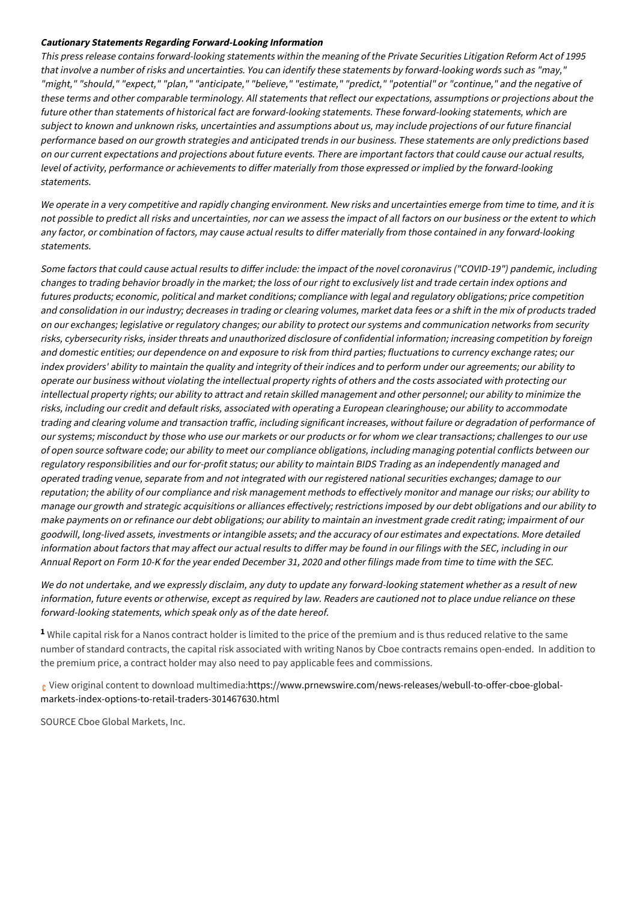***Cautionary Statements Regarding Forward-Looking Information***

*This press release contains forward-looking statements within the meaning of the Private Securities Litigation Reform Act of 1995 that involve a number of risks and uncertainties. You can identify these statements by forward-looking words such as "may," "might," "should," "expect," "plan," "anticipate," "believe," "estimate," "predict," "potential" or "continue," and the negative of these terms and other comparable terminology. All statements that reflect our expectations, assumptions or projections about the future other than statements of historical fact are forward-looking statements. These forward-looking statements, which are subject to known and unknown risks, uncertainties and assumptions about us, may include projections of our future financial performance based on our growth strategies and anticipated trends in our business. These statements are only predictions based on our current expectations and projections about future events. There are important factors that could cause our actual results, level of activity, performance or achievements to differ materially from those expressed or implied by the forward-looking statements.*

*We operate in a very competitive and rapidly changing environment. New risks and uncertainties emerge from time to time, and it is not possible to predict all risks and uncertainties, nor can we assess the impact of all factors on our business or the extent to which any factor, or combination of factors, may cause actual results to differ materially from those contained in any forward-looking statements.*

*Some factors that could cause actual results to differ include: the impact of the novel coronavirus ("COVID-19") pandemic, including changes to trading behavior broadly in the market; the loss of our right to exclusively list and trade certain index options and futures products; economic, political and market conditions; compliance with legal and regulatory obligations; price competition and consolidation in our industry; decreases in trading or clearing volumes, market data fees or a shift in the mix of products traded on our exchanges; legislative or regulatory changes; our ability to protect our systems and communication networks from security risks, cybersecurity risks, insider threats and unauthorized disclosure of confidential information; increasing competition by foreign and domestic entities; our dependence on and exposure to risk from third parties; fluctuations to currency exchange rates; our index providers' ability to maintain the quality and integrity of their indices and to perform under our agreements; our ability to operate our business without violating the intellectual property rights of others and the costs associated with protecting our intellectual property rights; our ability to attract and retain skilled management and other personnel; our ability to minimize the risks, including our credit and default risks, associated with operating a European clearinghouse; our ability to accommodate trading and clearing volume and transaction traffic, including significant increases, without failure or degradation of performance of our systems; misconduct by those who use our markets or our products or for whom we clear transactions; challenges to our use of open source software code; our ability to meet our compliance obligations, including managing potential conflicts between our regulatory responsibilities and our for-profit status; our ability to maintain BIDS Trading as an independently managed and operated trading venue, separate from and not integrated with our registered national securities exchanges; damage to our reputation; the ability of our compliance and risk management methods to effectively monitor and manage our risks; our ability to manage our growth and strategic acquisitions or alliances effectively; restrictions imposed by our debt obligations and our ability to make payments on or refinance our debt obligations; our ability to maintain an investment grade credit rating; impairment of our goodwill, long-lived assets, investments or intangible assets; and the accuracy of our estimates and expectations. More detailed information about factors that may affect our actual results to differ may be found in our filings with the SEC, including in our Annual Report on Form 10-K for the year ended December 31, 2020 and other filings made from time to time with the SEC.*

*We do not undertake, and we expressly disclaim, any duty to update any forward-looking statement whether as a result of new information, future events or otherwise, except as required by law. Readers are cautioned not to place undue reliance on these forward-looking statements, which speak only as of the date hereof.*

[1] While capital risk for a Nanos contract holder is limited to the price of the premium and is thus reduced relative to the same number of standard contracts, the capital risk associated with writing Nanos by Cboe contracts remains open-ended. In addition to the premium price, a contract holder may also need to pay applicable fees and commissions.

View original content to download multimedia:https://www.prnewswire.com/news-releases/webull-to-offer-cboe-global-markets-index-options-to-retail-traders-301467630.html

SOURCE Cboe Global Markets, Inc.